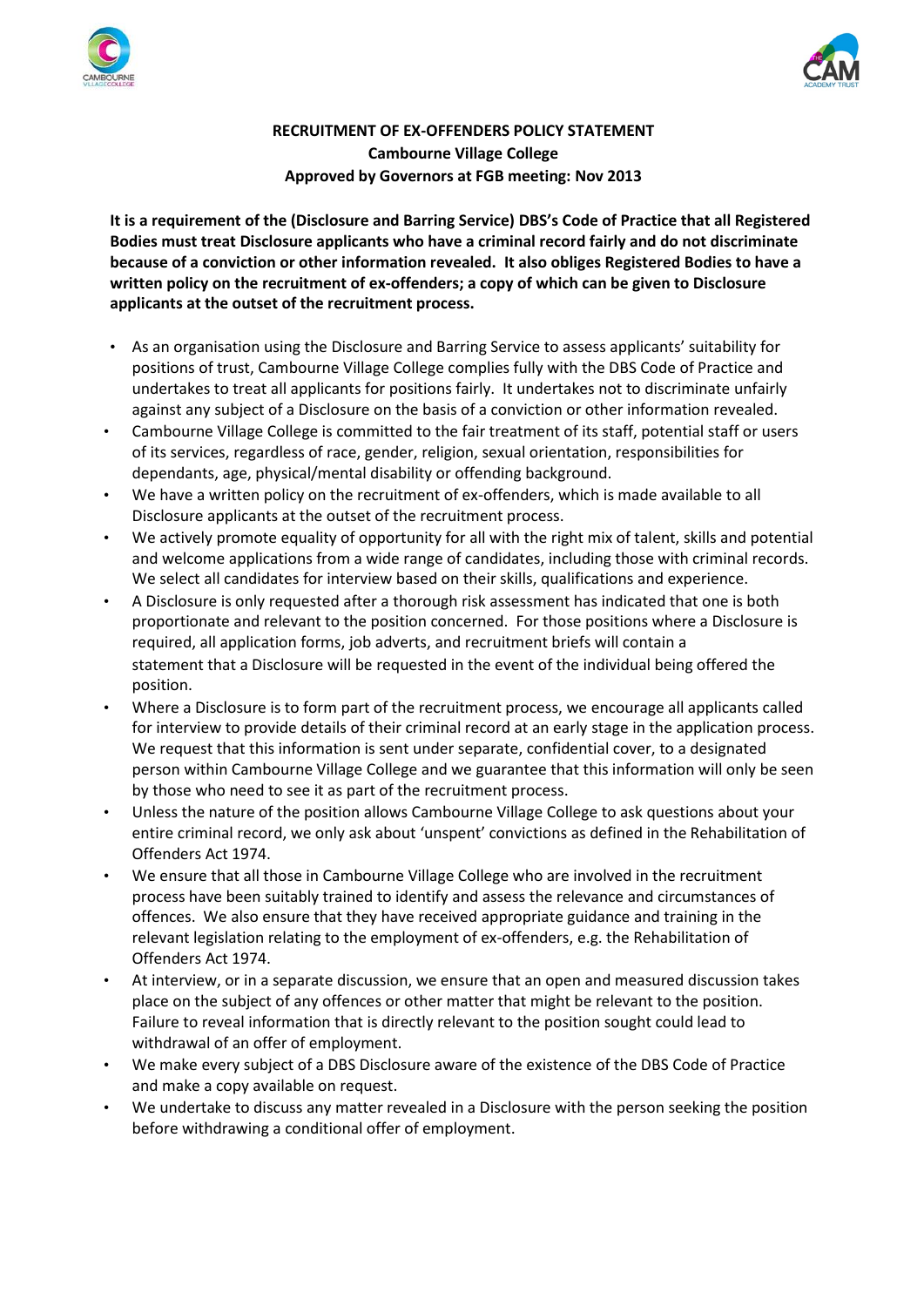# RECRUITMENT OF EX-OFFENDERS POLICY STATEMENT

## Cambourne Village College

### Approved by Governors at FGB meeting: Nov 2013

**It is a requirement of the (Disclosure and Barring Service) DBS's Code of Practice that all Registered Bodies must treat Disclosure applicants who have a criminal record fairly and do not discriminate because of a conviction or other information revealed. It also obliges Registered Bodies to have a written policy on the recruitment of ex-offenders; a copy of which can be given to Disclosure applicants at the outset of the recruitment process.**

- As an organisation using the Disclosure and Barring Service to assess applicants' suitability for positions of trust, Cambourne Village College complies fully with the DBS Code of Practice and undertakes to treat all applicants for positions fairly. It undertakes not to discriminate unfairly against any subject of a Disclosure on the basis of a conviction or other information revealed.
- Cambourne Village College is committed to the fair treatment of its staff, potential staff or users of its services, regardless of race, gender, religion, sexual orientation, responsibilities for dependants, age, physical/mental disability or offending background.
- We have a written policy on the recruitment of ex-offenders, which is made available to all Disclosure applicants at the outset of the recruitment process.
- We actively promote equality of opportunity for all with the right mix of talent, skills and potential and welcome applications from a wide range of candidates, including those with criminal records. We select all candidates for interview based on their skills, qualifications and experience.
- A Disclosure is only requested after a thorough risk assessment has indicated that one is both proportionate and relevant to the position concerned. For those positions where a Disclosure is required, all application forms, job adverts, and recruitment briefs will contain a statement that a Disclosure will be requested in the event of the individual being offered the position.
- Where a Disclosure is to form part of the recruitment process, we encourage all applicants called for interview to provide details of their criminal record at an early stage in the application process. We request that this information is sent under separate, confidential cover, to a designated person within Cambourne Village College and we guarantee that this information will only be seen by those who need to see it as part of the recruitment process.
- Unless the nature of the position allows Cambourne Village College to ask questions about your entire criminal record, we only ask about 'unspent' convictions as defined in the Rehabilitation of Offenders Act 1974.
- We ensure that all those in Cambourne Village College who are involved in the recruitment process have been suitably trained to identify and assess the relevance and circumstances of offences. We also ensure that they have received appropriate guidance and training in the relevant legislation relating to the employment of ex-offenders, e.g. the Rehabilitation of Offenders Act 1974.
- At interview, or in a separate discussion, we ensure that an open and measured discussion takes place on the subject of any offences or other matter that might be relevant to the position. Failure to reveal information that is directly relevant to the position sought could lead to withdrawal of an offer of employment.
- We make every subject of a DBS Disclosure aware of the existence of the DBS Code of Practice and make a copy available on request.
- We undertake to discuss any matter revealed in a Disclosure with the person seeking the position before withdrawing a conditional offer of employment.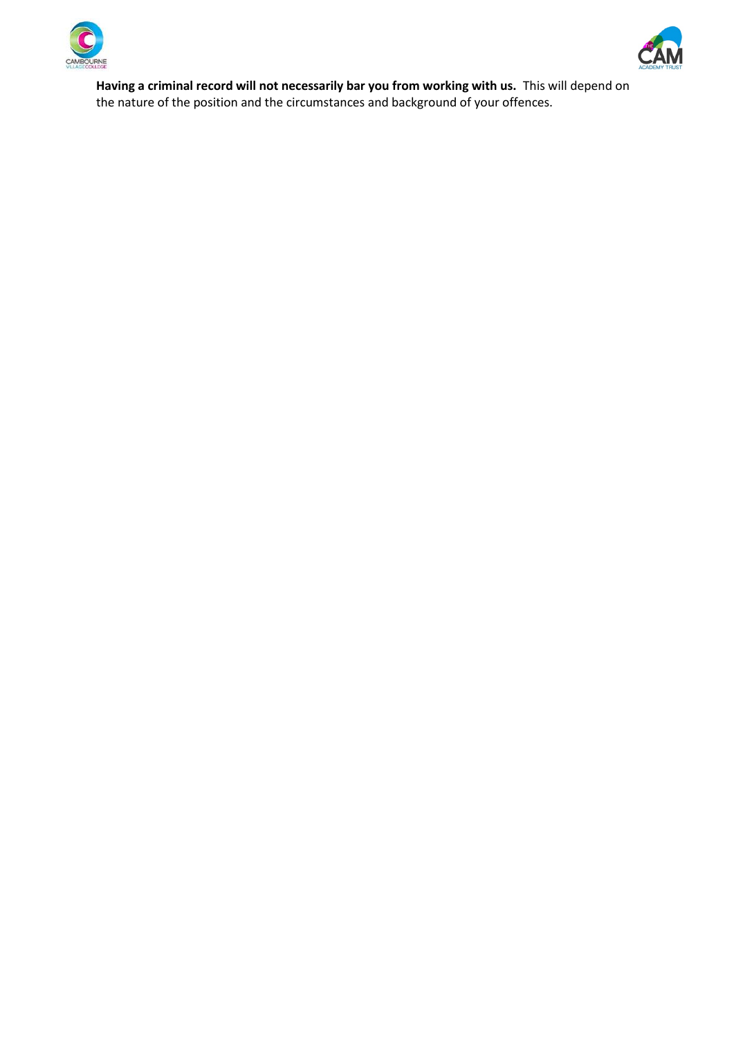**Having a criminal record will not necessarily bar you from working with us.** This will depend on the nature of the position and the circumstances and background of your offences.